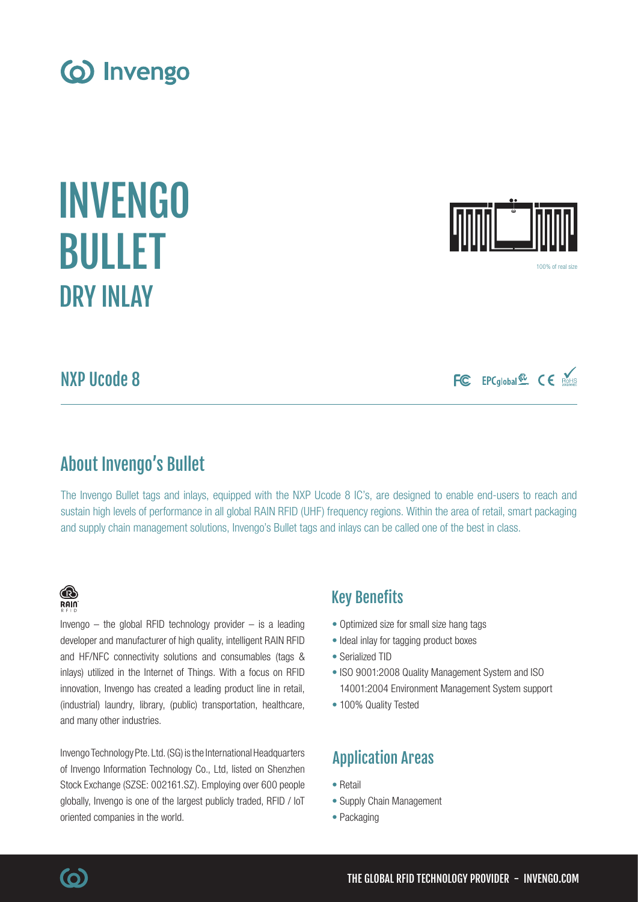# INVENGO BULLET

## DRY INLAY

100% of real size

## NXP Ucode 8

## About Invengo's Bullet

The Invengo Bullet tags and inlays, equipped with the NXP Ucode 8 IC's, are designed to enable end-users to reach and sustain high levels of performance in all global RAIN RFID (UHF) frequency regions. Within the area of retail, smart packaging and supply chain management solutions, Invengo's Bullet tags and inlays can be called one of the best in class.

Invengo – the global RFID technology provider – is a leading developer and manufacturer of high quality, intelligent RAIN RFID and HF/NFC connectivity solutions and consumables (tags & inlays) utilized in the Internet of Things. With a focus on RFID innovation, Invengo has created a leading product line in retail, (industrial) laundry, library, (public) transportation, healthcare, and many other industries.

Invengo Technology Pte. Ltd. (SG) is the International Headquarters of Invengo Information Technology Co., Ltd, listed on Shenzhen Stock Exchange (SZSE: 002161.SZ). Employing over 600 people globally, Invengo is one of the largest publicly traded, RFID / IoT oriented companies in the world.

## Key Benefits

- Optimized size for small size hang tags
- Ideal inlay for tagging product boxes
- Serialized TID
- ISO 9001:2008 Quality Management System and ISO 14001:2004 Environment Management System support
- 100% Quality Tested

## Application Areas

- Retail
- Supply Chain Management
- Packaging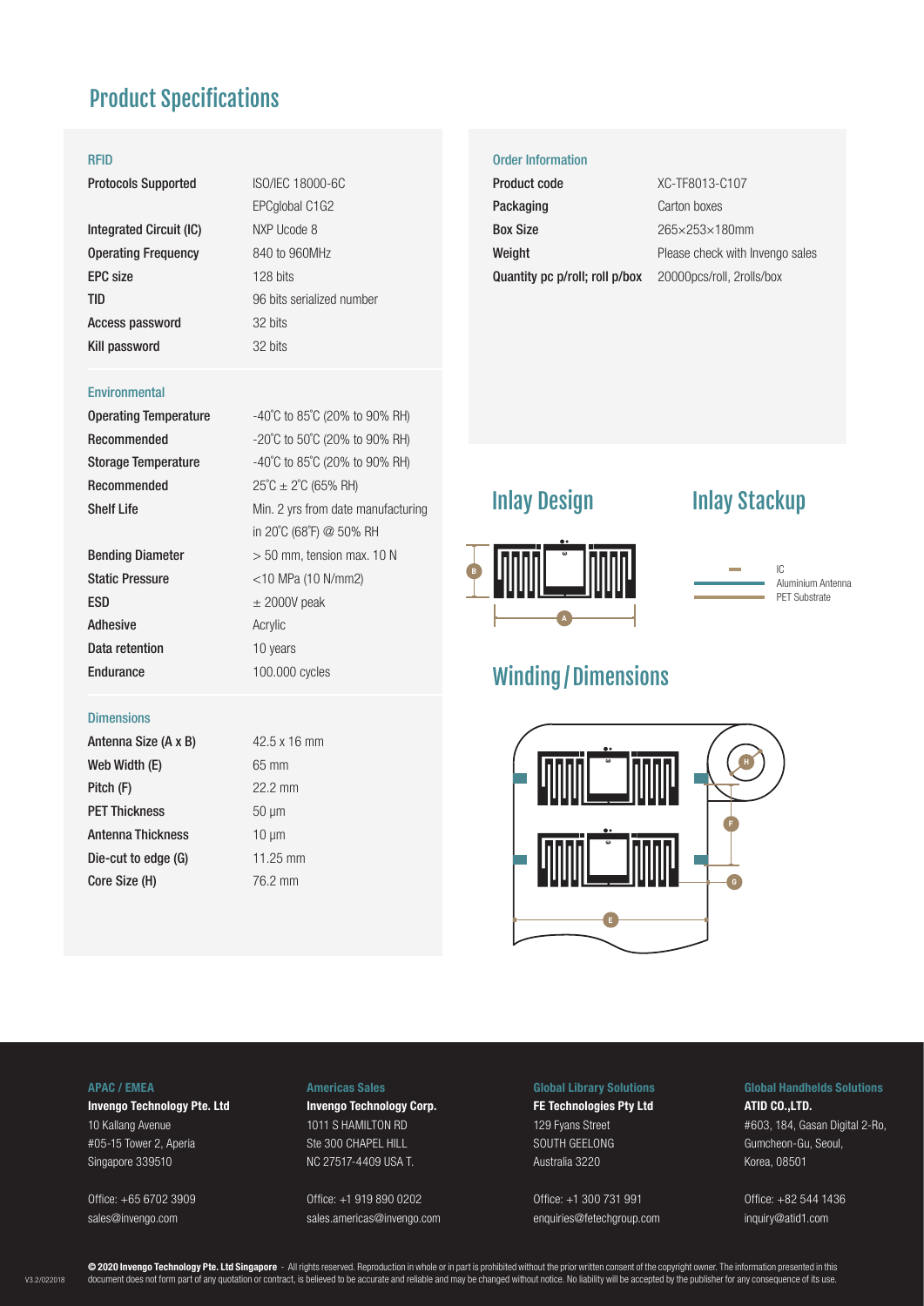# Product Specifications

### RFID

| | |
|---|---|
| Protocols Supported | ISO/IEC 18000-6C<br>EPCglobal C1G2 |
| Integrated Circuit (IC) | NXP Ucode 8 |
| Operating Frequency | 840 to 960MHz |
| EPC size | 128 bits |
| TID | 96 bits serialized number |
| Access password | 32 bits |
| Kill password | 32 bits |

### Environmental

| | |
|---|---|
| Operating Temperature | -40˚C to 85˚C (20% to 90% RH) |
| Recommended | -20˚C to 50˚C (20% to 90% RH) |
| Storage Temperature | -40˚C to 85˚C (20% to 90% RH) |
| Recommended | 25˚C ± 2˚C (65% RH) |
| Shelf Life | Min. 2 yrs from date manufacturing in 20˚C (68˚F) @ 50% RH |
| Bending Diameter | > 50 mm, tension max. 10 N |
| Static Pressure | <10 MPa (10 N/mm2) |
| ESD | ± 2000V peak |
| Adhesive | Acrylic |
| Data retention | 10 years |
| Endurance | 100.000 cycles |

### Dimensions

| | |
|---|---|
| Antenna Size (A x B) | 42.5 x 16 mm |
| Web Width (E) | 65 mm |
| Pitch (F) | 22.2 mm |
| PET Thickness | 50 µm |
| Antenna Thickness | 10 µm |
| Die-cut to edge (G) | 11.25 mm |
| Core Size (H) | 76.2 mm |

### Order Information

| | |
|---|---|
| Product code | XC-TF8013-C107 |
| Packaging | Carton boxes |
| Box Size | 265×253×180mm |
| Weight | Please check with Invengo sales |
| Quantity pc p/roll; roll p/box | 20000pcs/roll, 2rolls/box |

## Inlay Design

B

A

## Inlay Stackup

IC
Aluminium Antenna
PET Substrate

## Winding / Dimensions

H
F
G
E

---

**APAC / EMEA**
**Invengo Technology Pte. Ltd**
10 Kallang Avenue
#05-15 Tower 2, Aperia
Singapore 339510

Office: +65 6702 3909
sales@invengo.com

**Americas Sales**
**Invengo Technology Corp.**
1011 S HAMILTON RD
Ste 300 CHAPEL HILL
NC 27517-4409 USA T.

Office: +1 919 890 0202
sales.americas@invengo.com

**Global Library Solutions**
**FE Technologies Pty Ltd**
129 Fyans Street
SOUTH GEELONG
Australia 3220

Office: +1 300 731 991
enquiries@fetechgroup.com

**Global Handhelds Solutions**
**ATID CO.,LTD.**
#603, 184, Gasan Digital 2-Ro,
Gumcheon-Gu, Seoul,
Korea, 08501

Office: +82 544 1436
inquiry@atid1.com

**© 2020 Invengo Technology Pte. Ltd Singapore** - All rights reserved. Reproduction in whole or in part is prohibited without the prior written consent of the copyright owner. The information presented in this document does not form part of any quotation or contract, is believed to be accurate and reliable and may be changed without notice. No liability will be accepted by the publisher for any consequence of its use.

V3.2/022018